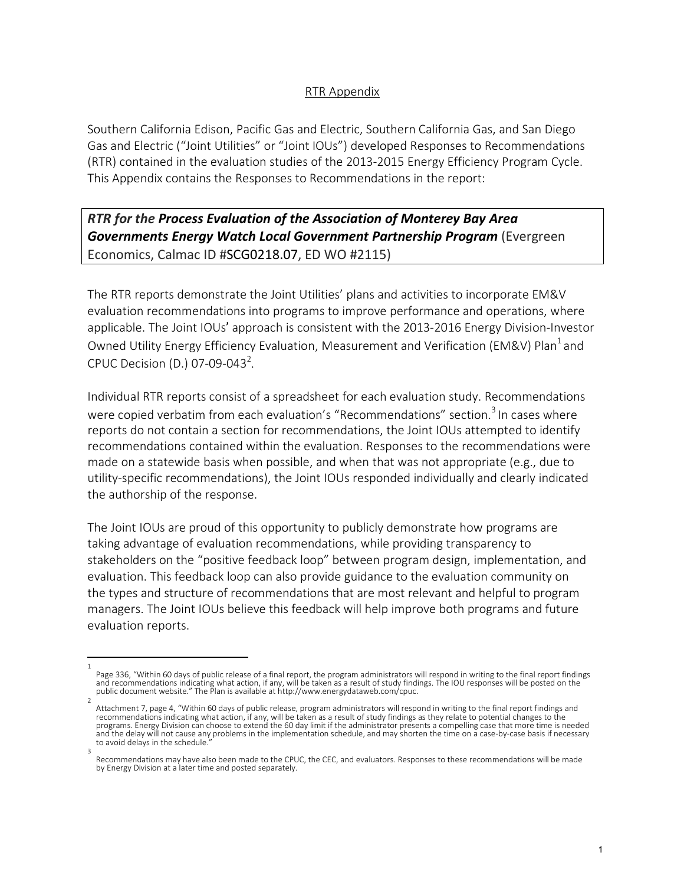RTR Appendix

Southern California Edison, Pacific Gas and Electric, Southern California Gas, and San Diego Gas and Electric ("Joint Utilities" or "Joint IOUs") developed Responses to Recommendations (RTR) contained in the evaluation studies of the 2013-2015 Energy Efficiency Program Cycle. This Appendix contains the Responses to Recommendations in the report:

***RTR for the Process Evaluation of the Association of Monterey Bay Area Governments Energy Watch Local Government Partnership Program*** (Evergreen Economics, Calmac ID #SCG0218.07, ED WO #2115)

The RTR reports demonstrate the Joint Utilities' plans and activities to incorporate EM&V evaluation recommendations into programs to improve performance and operations, where applicable. The Joint IOUs' approach is consistent with the 2013-2016 Energy Division-Investor Owned Utility Energy Efficiency Evaluation, Measurement and Verification (EM&V) Plan[1] and CPUC Decision (D.) 07-09-043[2].

Individual RTR reports consist of a spreadsheet for each evaluation study. Recommendations were copied verbatim from each evaluation's "Recommendations" section.[3] In cases where reports do not contain a section for recommendations, the Joint IOUs attempted to identify recommendations contained within the evaluation. Responses to the recommendations were made on a statewide basis when possible, and when that was not appropriate (e.g., due to utility-specific recommendations), the Joint IOUs responded individually and clearly indicated the authorship of the response.

The Joint IOUs are proud of this opportunity to publicly demonstrate how programs are taking advantage of evaluation recommendations, while providing transparency to stakeholders on the "positive feedback loop" between program design, implementation, and evaluation. This feedback loop can also provide guidance to the evaluation community on the types and structure of recommendations that are most relevant and helpful to program managers. The Joint IOUs believe this feedback will help improve both programs and future evaluation reports.

---

[1] Page 336, "Within 60 days of public release of a final report, the program administrators will respond in writing to the final report findings and recommendations indicating what action, if any, will be taken as a result of study findings. The IOU responses will be posted on the public document website." The Plan is available at http://www.energydataweb.com/cpuc.

[2] Attachment 7, page 4, "Within 60 days of public release, program administrators will respond in writing to the final report findings and recommendations indicating what action, if any, will be taken as a result of study findings as they relate to potential changes to the programs. Energy Division can choose to extend the 60 day limit if the administrator presents a compelling case that more time is needed and the delay will not cause any problems in the implementation schedule, and may shorten the time on a case-by-case basis if necessary to avoid delays in the schedule."

[3] Recommendations may have also been made to the CPUC, the CEC, and evaluators. Responses to these recommendations will be made by Energy Division at a later time and posted separately.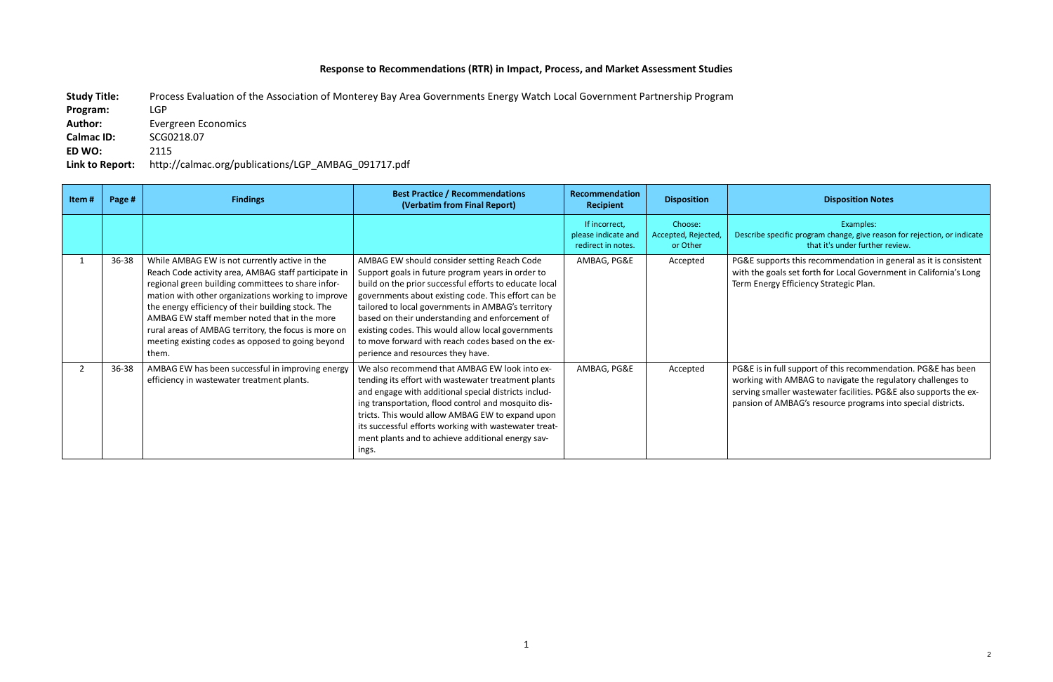# Response to Recommendations (RTR) in Impact, Process, and Market Assessment Studies

**Study Title:** Process Evaluation of the Association of Monterey Bay Area Governments Energy Watch Local Government Partnership Program
**Program:** LGP
**Author:** Evergreen Economics
**Calmac ID:** SCG0218.07
**ED WO:** 2115
**Link to Report:** http://calmac.org/publications/LGP_AMBAG_091717.pdf

| Item # | Page # | Findings | Best Practice / Recommendations (Verbatim from Final Report) | Recommendation Recipient | Disposition | Disposition Notes |
|---|---|---|---|---|---|---|
| | | | | If incorrect, please indicate and redirect in notes. | Choose: Accepted, Rejected, or Other | Examples: Describe specific program change, give reason for rejection, or indicate that it's under further review. |
| 1 | 36-38 | While AMBAG EW is not currently active in the Reach Code activity area, AMBAG staff participate in regional green building committees to share information with other organizations working to improve the energy efficiency of their building stock. The AMBAG EW staff member noted that in the more rural areas of AMBAG territory, the focus is more on meeting existing codes as opposed to going beyond them. | AMBAG EW should consider setting Reach Code Support goals in future program years in order to build on the prior successful efforts to educate local governments about existing code. This effort can be tailored to local governments in AMBAG's territory based on their understanding and enforcement of existing codes. This would allow local governments to move forward with reach codes based on the experience and resources they have. | AMBAG, PG&E | Accepted | PG&E supports this recommendation in general as it is consistent with the goals set forth for Local Government in California's Long Term Energy Efficiency Strategic Plan. |
| 2 | 36-38 | AMBAG EW has been successful in improving energy efficiency in wastewater treatment plants. | We also recommend that AMBAG EW look into extending its effort with wastewater treatment plants and engage with additional special districts including transportation, flood control and mosquito districts. This would allow AMBAG EW to expand upon its successful efforts working with wastewater treatment plants and to achieve additional energy savings. | AMBAG, PG&E | Accepted | PG&E is in full support of this recommendation. PG&E has been working with AMBAG to navigate the regulatory challenges to serving smaller wastewater facilities. PG&E also supports the expansion of AMBAG's resource programs into special districts. |